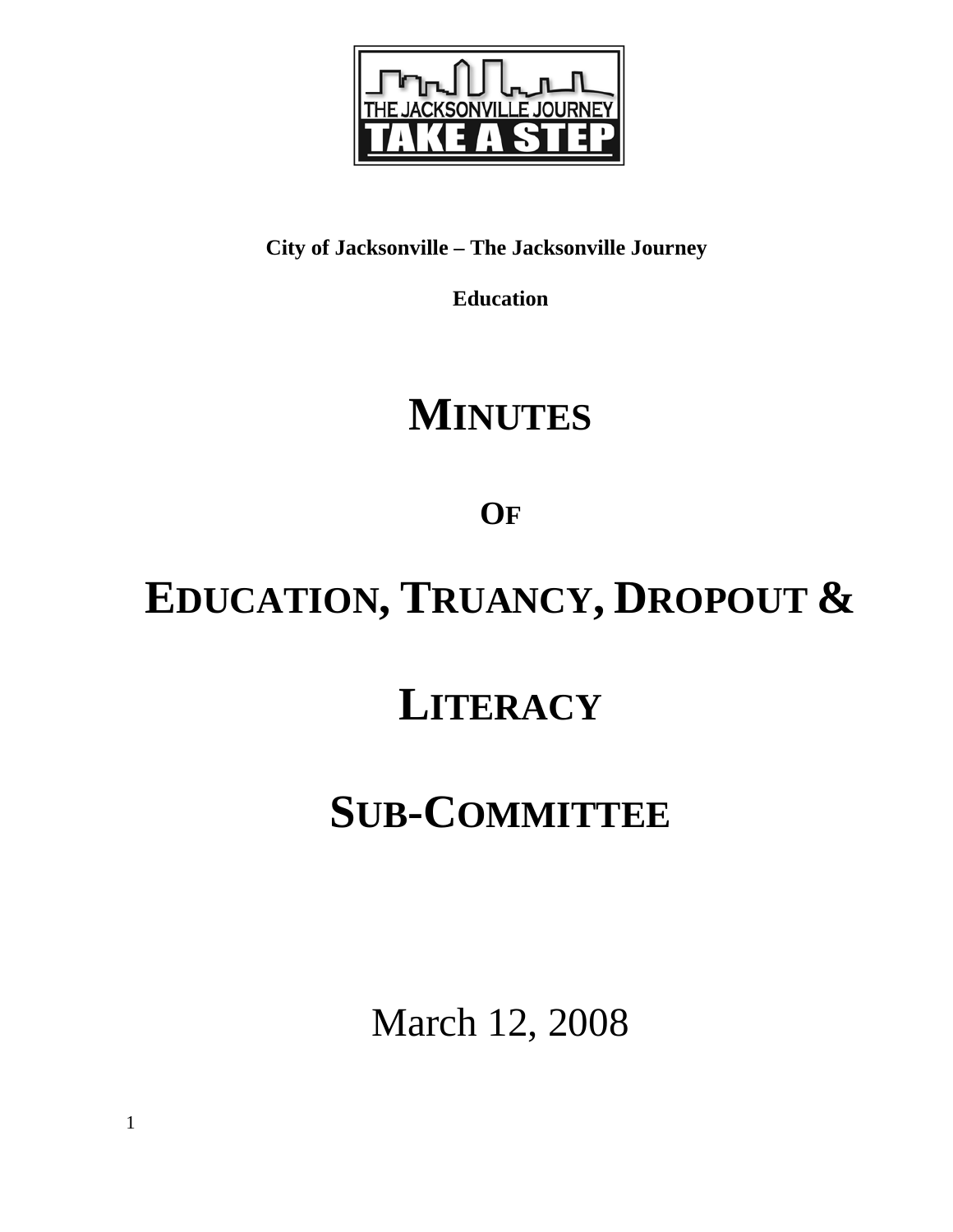**City of Jacksonville – The Jacksonville Journey**

**Education**

# MINUTES

# OF

# EDUCATION, TRUANCY, DROPOUT & LITERACY SUB-COMMITTEE

March 12, 2008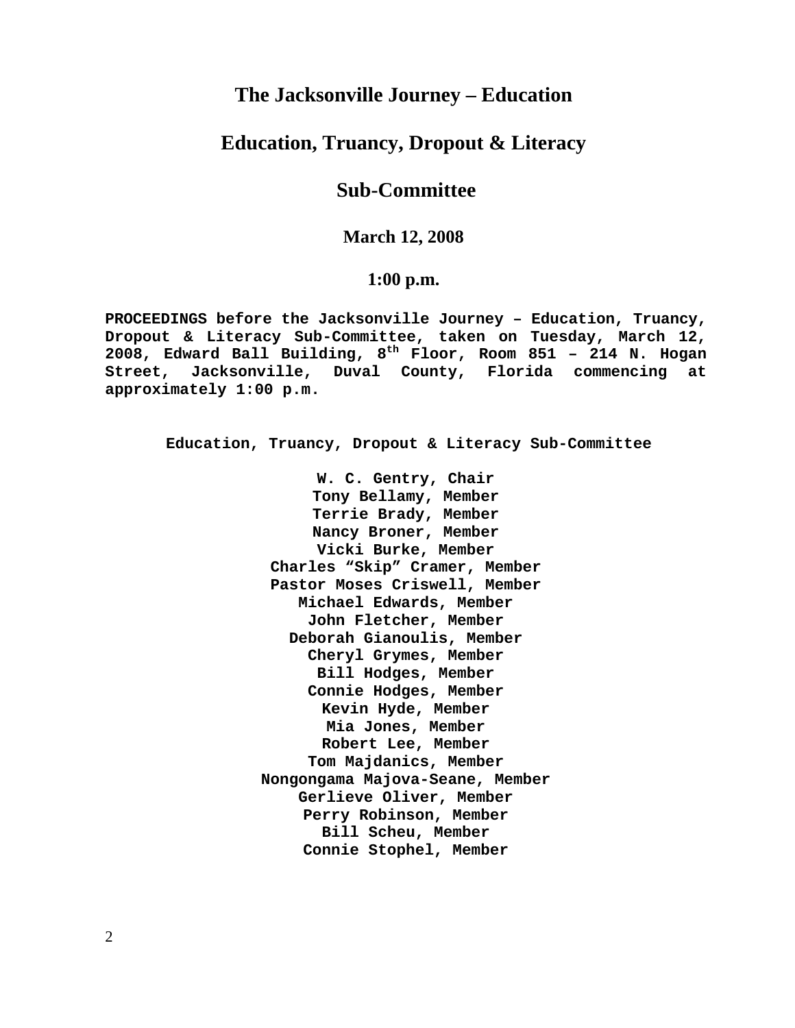# The Jacksonville Journey – Education

## Education, Truancy, Dropout & Literacy

## Sub-Committee

### March 12, 2008

### 1:00 p.m.

**PROCEEDINGS before the Jacksonville Journey – Education, Truancy, Dropout & Literacy Sub-Committee, taken on Tuesday, March 12, 2008, Edward Ball Building, 8th Floor, Room 851 – 214 N. Hogan Street, Jacksonville, Duval County, Florida commencing at approximately 1:00 p.m.**

**Education, Truancy, Dropout & Literacy Sub-Committee**

**W. C. Gentry, Chair**
**Tony Bellamy, Member**
**Terrie Brady, Member**
**Nancy Broner, Member**
**Vicki Burke, Member**
**Charles "Skip" Cramer, Member**
**Pastor Moses Criswell, Member**
**Michael Edwards, Member**
**John Fletcher, Member**
**Deborah Gianoulis, Member**
**Cheryl Grymes, Member**
**Bill Hodges, Member**
**Connie Hodges, Member**
**Kevin Hyde, Member**
**Mia Jones, Member**
**Robert Lee, Member**
**Tom Majdanics, Member**
**Nongongama Majova-Seane, Member**
**Gerlieve Oliver, Member**
**Perry Robinson, Member**
**Bill Scheu, Member**
**Connie Stophel, Member**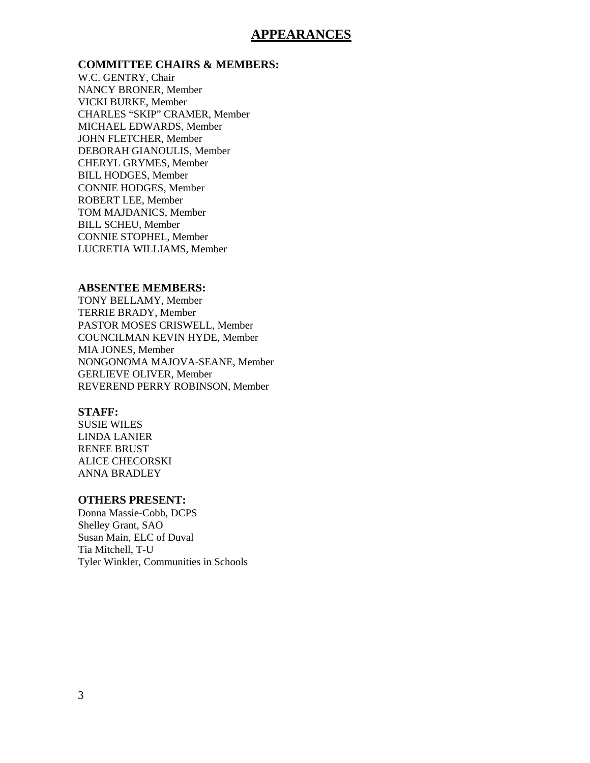# APPEARANCES

**COMMITTEE CHAIRS & MEMBERS:**

W.C. GENTRY, Chair
NANCY BRONER, Member
VICKI BURKE, Member
CHARLES "SKIP" CRAMER, Member
MICHAEL EDWARDS, Member
JOHN FLETCHER, Member
DEBORAH GIANOULIS, Member
CHERYL GRYMES, Member
BILL HODGES, Member
CONNIE HODGES, Member
ROBERT LEE, Member
TOM MAJDANICS, Member
BILL SCHEU, Member
CONNIE STOPHEL, Member
LUCRETIA WILLIAMS, Member

**ABSENTEE MEMBERS:**

TONY BELLAMY, Member
TERRIE BRADY, Member
PASTOR MOSES CRISWELL, Member
COUNCILMAN KEVIN HYDE, Member
MIA JONES, Member
NONGONOMA MAJOVA-SEANE, Member
GERLIEVE OLIVER, Member
REVEREND PERRY ROBINSON, Member

**STAFF:**

SUSIE WILES
LINDA LANIER
RENEE BRUST
ALICE CHECORSKI
ANNA BRADLEY

**OTHERS PRESENT:**

Donna Massie-Cobb, DCPS
Shelley Grant, SAO
Susan Main, ELC of Duval
Tia Mitchell, T-U
Tyler Winkler, Communities in Schools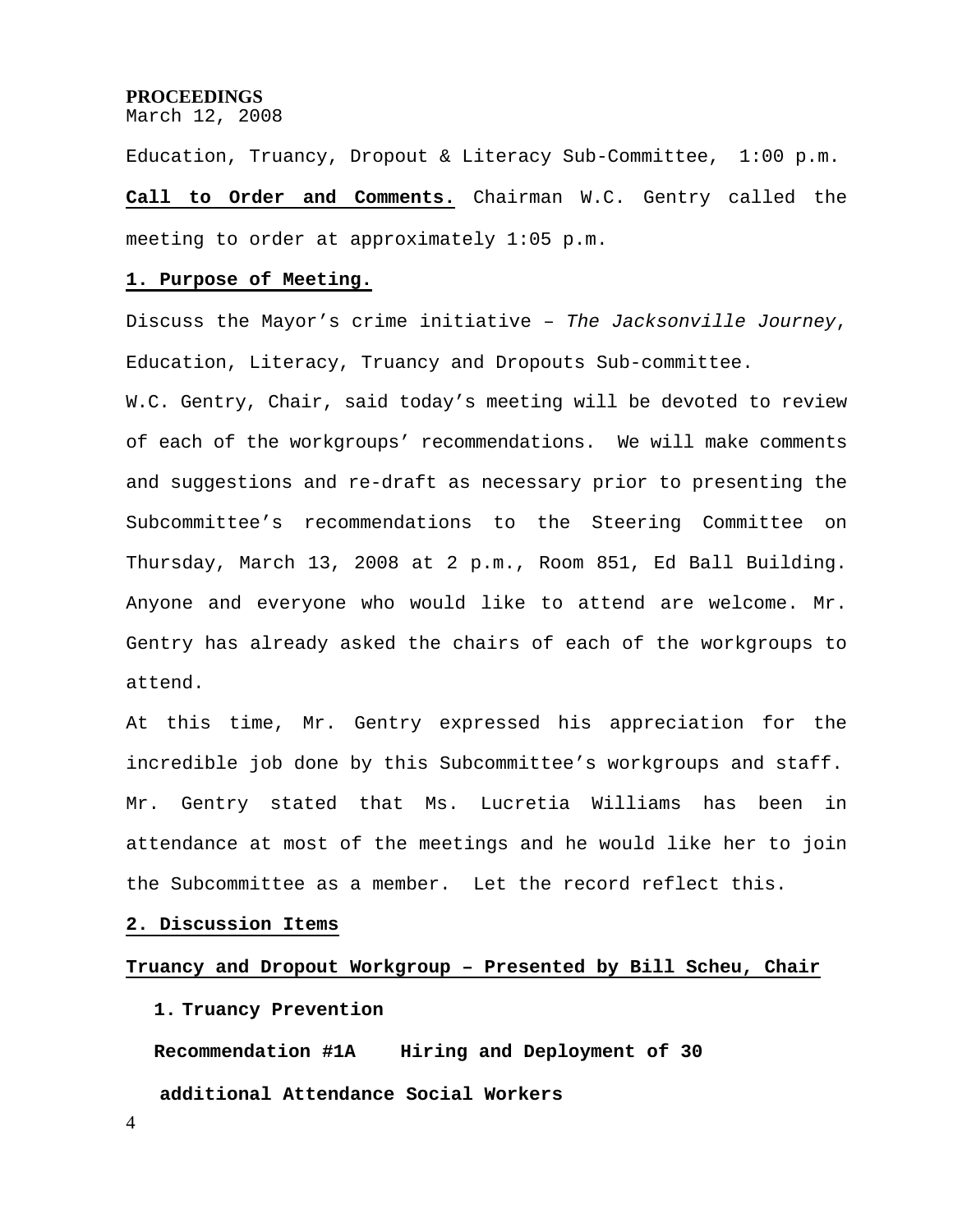**PROCEEDINGS**
March 12, 2008

Education, Truancy, Dropout & Literacy Sub-Committee, 1:00 p.m.

**Call to Order and Comments.** Chairman W.C. Gentry called the meeting to order at approximately 1:05 p.m.

**1. Purpose of Meeting.**

Discuss the Mayor's crime initiative – *The Jacksonville Journey*, Education, Literacy, Truancy and Dropouts Sub-committee.

W.C. Gentry, Chair, said today's meeting will be devoted to review of each of the workgroups' recommendations. We will make comments and suggestions and re-draft as necessary prior to presenting the Subcommittee's recommendations to the Steering Committee on Thursday, March 13, 2008 at 2 p.m., Room 851, Ed Ball Building. Anyone and everyone who would like to attend are welcome. Mr. Gentry has already asked the chairs of each of the workgroups to attend.

At this time, Mr. Gentry expressed his appreciation for the incredible job done by this Subcommittee's workgroups and staff. Mr. Gentry stated that Ms. Lucretia Williams has been in attendance at most of the meetings and he would like her to join the Subcommittee as a member. Let the record reflect this.

**2. Discussion Items**

**Truancy and Dropout Workgroup – Presented by Bill Scheu, Chair**

1. **Truancy Prevention**

**Recommendation #1A Hiring and Deployment of 30 additional Attendance Social Workers**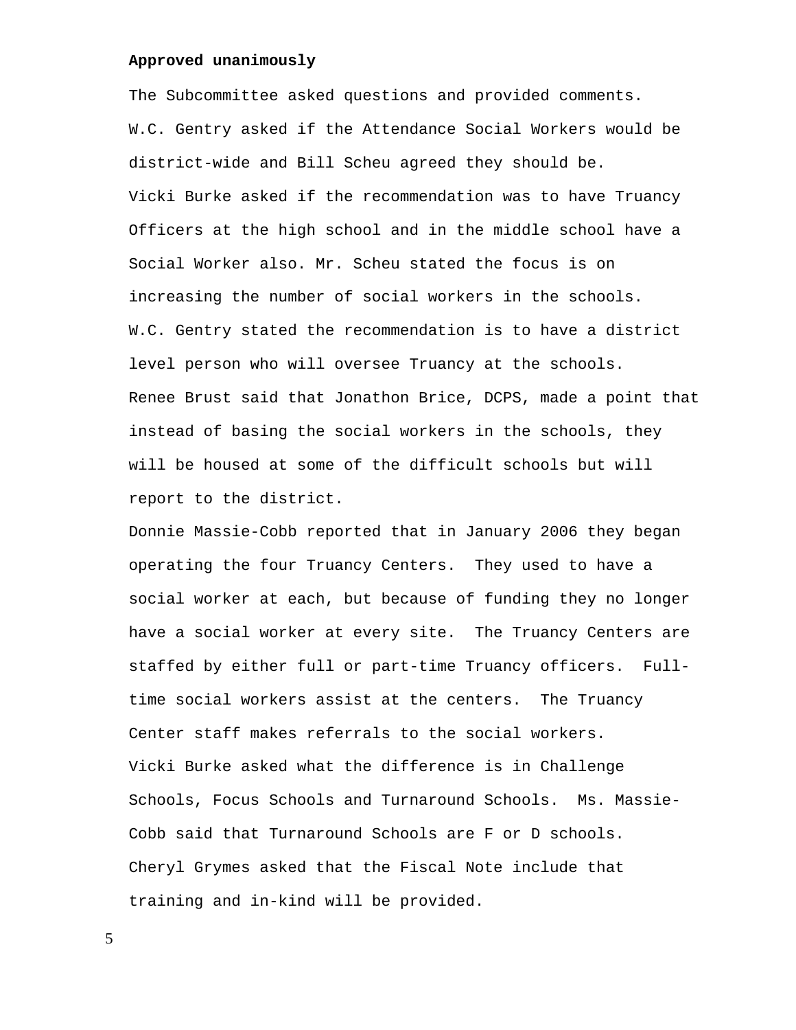**Approved unanimously**

The Subcommittee asked questions and provided comments.

W.C. Gentry asked if the Attendance Social Workers would be district-wide and Bill Scheu agreed they should be.

Vicki Burke asked if the recommendation was to have Truancy Officers at the high school and in the middle school have a Social Worker also. Mr. Scheu stated the focus is on increasing the number of social workers in the schools.

W.C. Gentry stated the recommendation is to have a district level person who will oversee Truancy at the schools.

Renee Brust said that Jonathon Brice, DCPS, made a point that instead of basing the social workers in the schools, they will be housed at some of the difficult schools but will report to the district.

Donnie Massie-Cobb reported that in January 2006 they began operating the four Truancy Centers. They used to have a social worker at each, but because of funding they no longer have a social worker at every site. The Truancy Centers are staffed by either full or part-time Truancy officers. Full-time social workers assist at the centers. The Truancy Center staff makes referrals to the social workers.

Vicki Burke asked what the difference is in Challenge Schools, Focus Schools and Turnaround Schools. Ms. Massie-Cobb said that Turnaround Schools are F or D schools.

Cheryl Grymes asked that the Fiscal Note include that training and in-kind will be provided.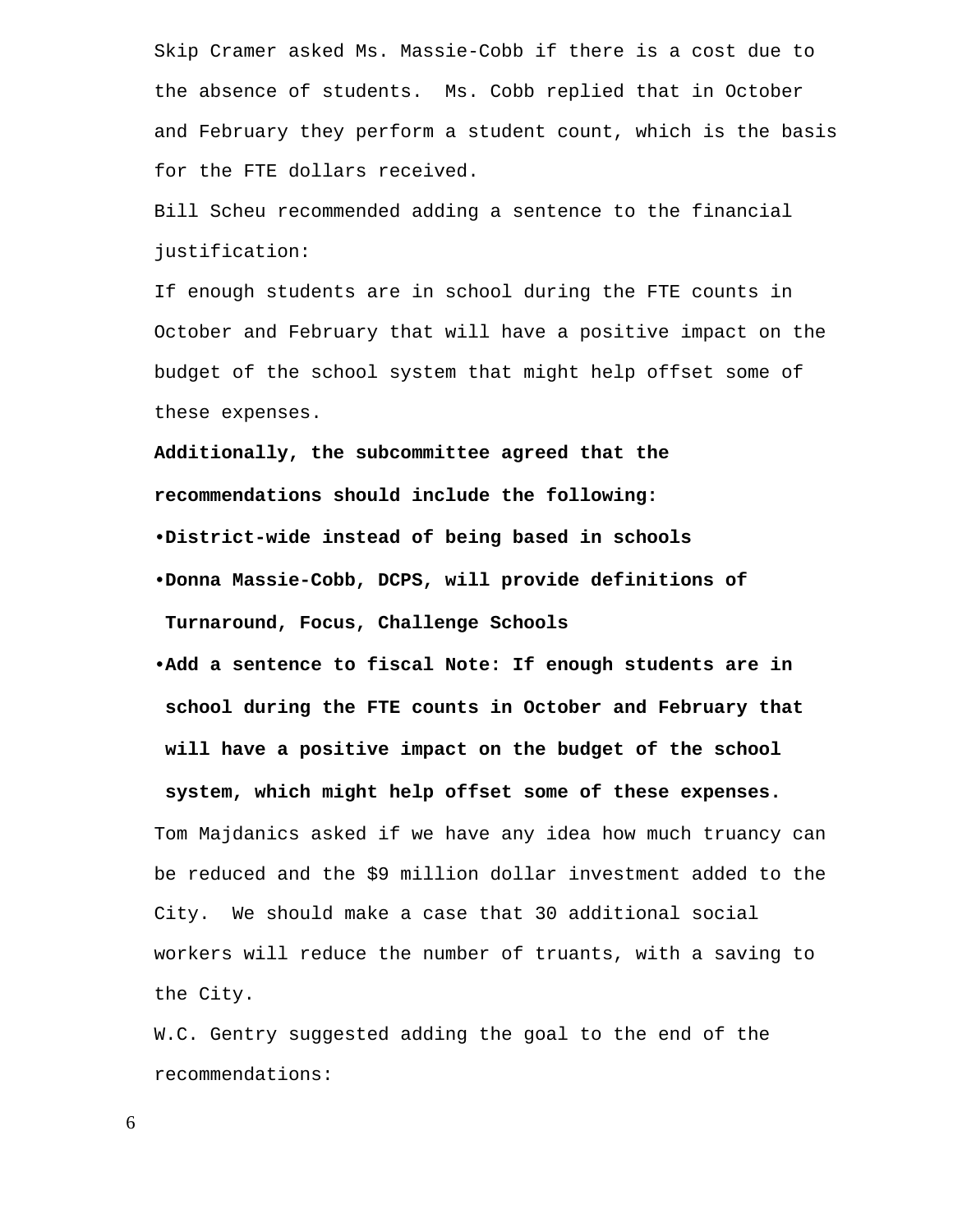Skip Cramer asked Ms. Massie-Cobb if there is a cost due to the absence of students. Ms. Cobb replied that in October and February they perform a student count, which is the basis for the FTE dollars received.

Bill Scheu recommended adding a sentence to the financial justification:

If enough students are in school during the FTE counts in October and February that will have a positive impact on the budget of the school system that might help offset some of these expenses.

**Additionally, the subcommittee agreed that the recommendations should include the following:**

- **District-wide instead of being based in schools**
- **Donna Massie-Cobb, DCPS, will provide definitions of Turnaround, Focus, Challenge Schools**
- **Add a sentence to fiscal Note: If enough students are in school during the FTE counts in October and February that will have a positive impact on the budget of the school system, which might help offset some of these expenses.**

Tom Majdanics asked if we have any idea how much truancy can be reduced and the $9 million dollar investment added to the City. We should make a case that 30 additional social workers will reduce the number of truants, with a saving to the City.

W.C. Gentry suggested adding the goal to the end of the recommendations: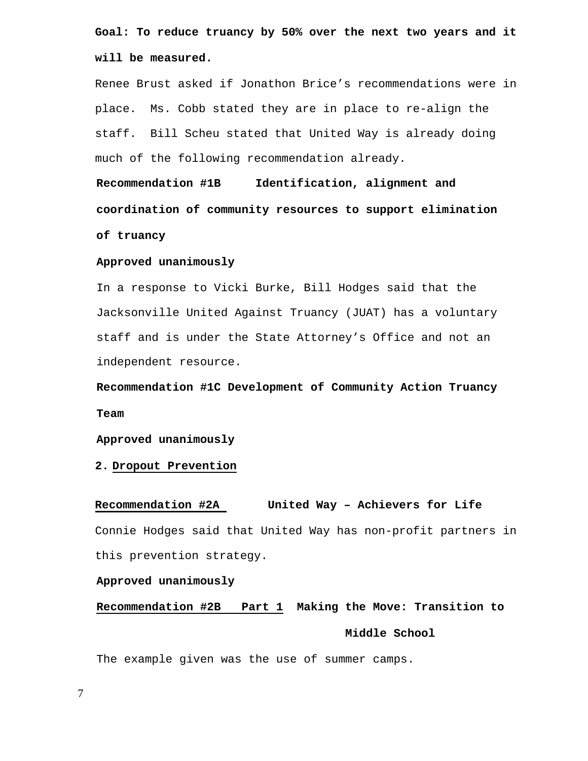**Goal: To reduce truancy by 50% over the next two years and it will be measured.**

Renee Brust asked if Jonathon Brice's recommendations were in place. Ms. Cobb stated they are in place to re-align the staff. Bill Scheu stated that United Way is already doing much of the following recommendation already.

**Recommendation #1B Identification, alignment and coordination of community resources to support elimination of truancy**

**Approved unanimously**

In a response to Vicki Burke, Bill Hodges said that the Jacksonville United Against Truancy (JUAT) has a voluntary staff and is under the State Attorney's Office and not an independent resource.

**Recommendation #1C Development of Community Action Truancy Team**

**Approved unanimously**

**2. Dropout Prevention**

**Recommendation #2A United Way – Achievers for Life**

Connie Hodges said that United Way has non-profit partners in this prevention strategy.

**Approved unanimously**

**Recommendation #2B Part 1 Making the Move: Transition to Middle School**

The example given was the use of summer camps.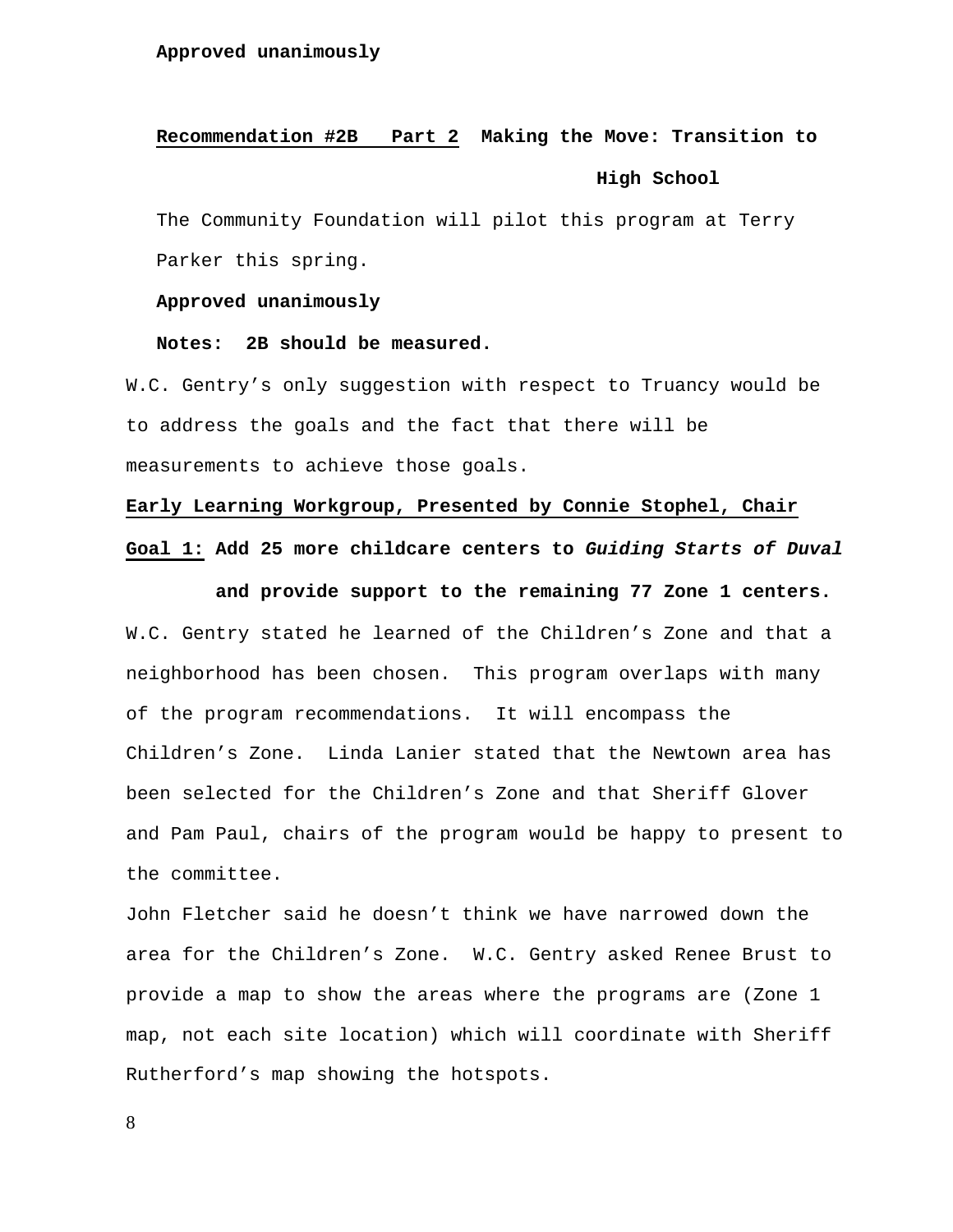**Approved unanimously**

**Recommendation #2B Part 2 Making the Move: Transition to High School**

The Community Foundation will pilot this program at Terry Parker this spring.

**Approved unanimously**

**Notes: 2B should be measured.**

W.C. Gentry's only suggestion with respect to Truancy would be to address the goals and the fact that there will be measurements to achieve those goals.

**Early Learning Workgroup, Presented by Connie Stophel, Chair**

**Goal 1: Add 25 more childcare centers to *Guiding Starts of Duval* and provide support to the remaining 77 Zone 1 centers.**

W.C. Gentry stated he learned of the Children's Zone and that a neighborhood has been chosen. This program overlaps with many of the program recommendations. It will encompass the Children's Zone. Linda Lanier stated that the Newtown area has been selected for the Children's Zone and that Sheriff Glover and Pam Paul, chairs of the program would be happy to present to the committee.

John Fletcher said he doesn't think we have narrowed down the area for the Children's Zone. W.C. Gentry asked Renee Brust to provide a map to show the areas where the programs are (Zone 1 map, not each site location) which will coordinate with Sheriff Rutherford's map showing the hotspots.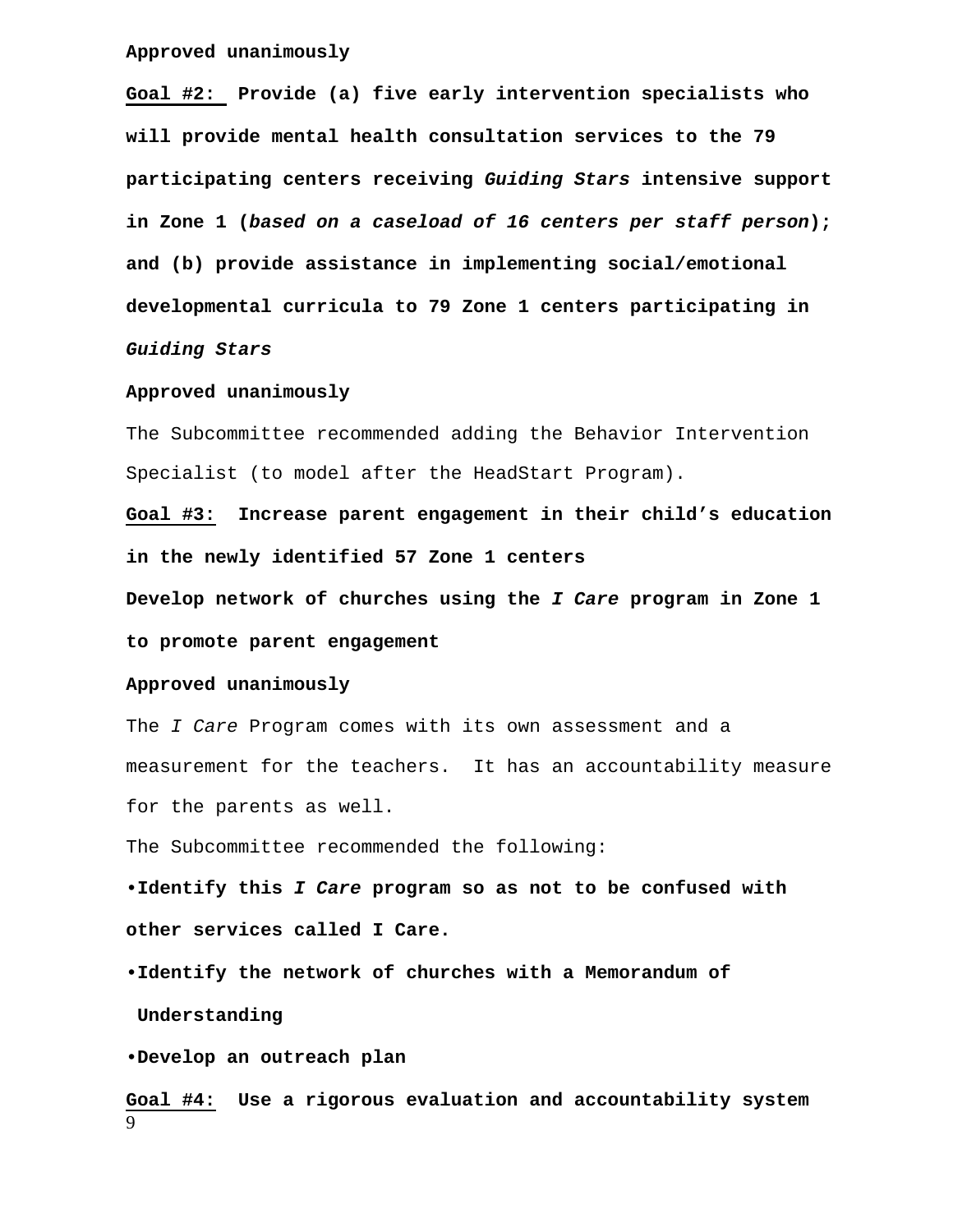**Approved unanimously**

**Goal #2: Provide (a) five early intervention specialists who will provide mental health consultation services to the 79 participating centers receiving *Guiding Stars* intensive support in Zone 1 (*based on a caseload of 16 centers per staff person*); and (b) provide assistance in implementing social/emotional developmental curricula to 79 Zone 1 centers participating in *Guiding Stars***

**Approved unanimously**

The Subcommittee recommended adding the Behavior Intervention Specialist (to model after the HeadStart Program).

**Goal #3: Increase parent engagement in their child's education in the newly identified 57 Zone 1 centers**

**Develop network of churches using the *I Care* program in Zone 1 to promote parent engagement**

**Approved unanimously**

The *I Care* Program comes with its own assessment and a measurement for the teachers. It has an accountability measure for the parents as well.

The Subcommittee recommended the following:

- **Identify this *I Care* program so as not to be confused with other services called I Care.**
- **Identify the network of churches with a Memorandum of Understanding**
- **Develop an outreach plan**

**Goal #4: Use a rigorous evaluation and accountability system**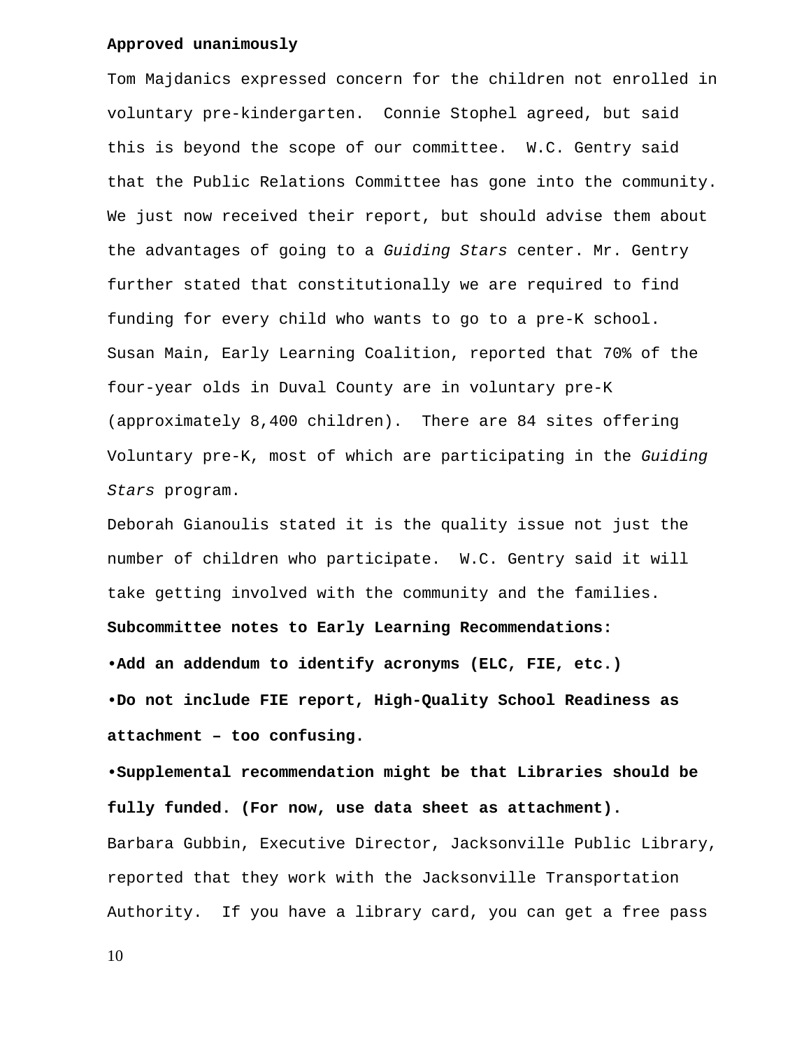**Approved unanimously**

Tom Majdanics expressed concern for the children not enrolled in voluntary pre-kindergarten. Connie Stophel agreed, but said this is beyond the scope of our committee. W.C. Gentry said that the Public Relations Committee has gone into the community. We just now received their report, but should advise them about the advantages of going to a *Guiding Stars* center. Mr. Gentry further stated that constitutionally we are required to find funding for every child who wants to go to a pre-K school. Susan Main, Early Learning Coalition, reported that 70% of the four-year olds in Duval County are in voluntary pre-K (approximately 8,400 children). There are 84 sites offering Voluntary pre-K, most of which are participating in the *Guiding Stars* program.

Deborah Gianoulis stated it is the quality issue not just the number of children who participate. W.C. Gentry said it will take getting involved with the community and the families.

**Subcommittee notes to Early Learning Recommendations:**

- **Add an addendum to identify acronyms (ELC, FIE, etc.)**
- **Do not include FIE report, High-Quality School Readiness as attachment – too confusing.**
- **Supplemental recommendation might be that Libraries should be fully funded. (For now, use data sheet as attachment).**

Barbara Gubbin, Executive Director, Jacksonville Public Library, reported that they work with the Jacksonville Transportation Authority. If you have a library card, you can get a free pass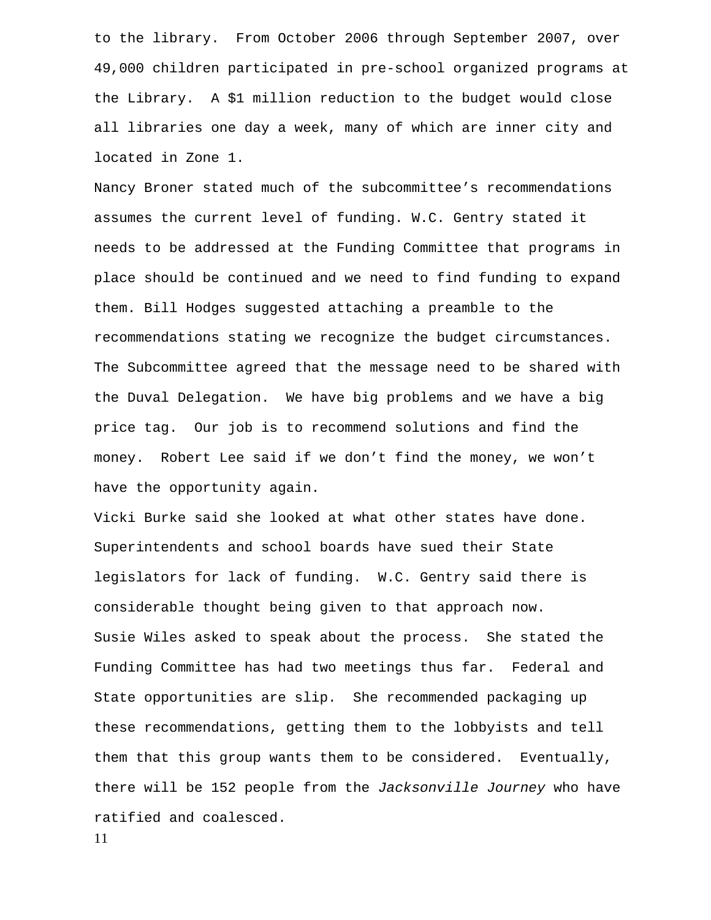to the library. From October 2006 through September 2007, over 49,000 children participated in pre-school organized programs at the Library. A $1 million reduction to the budget would close all libraries one day a week, many of which are inner city and located in Zone 1.

Nancy Broner stated much of the subcommittee's recommendations assumes the current level of funding. W.C. Gentry stated it needs to be addressed at the Funding Committee that programs in place should be continued and we need to find funding to expand them. Bill Hodges suggested attaching a preamble to the recommendations stating we recognize the budget circumstances. The Subcommittee agreed that the message need to be shared with the Duval Delegation. We have big problems and we have a big price tag. Our job is to recommend solutions and find the money. Robert Lee said if we don't find the money, we won't have the opportunity again.

Vicki Burke said she looked at what other states have done. Superintendents and school boards have sued their State legislators for lack of funding. W.C. Gentry said there is considerable thought being given to that approach now.

Susie Wiles asked to speak about the process. She stated the Funding Committee has had two meetings thus far. Federal and State opportunities are slip. She recommended packaging up these recommendations, getting them to the lobbyists and tell them that this group wants them to be considered. Eventually, there will be 152 people from the *Jacksonville Journey* who have ratified and coalesced.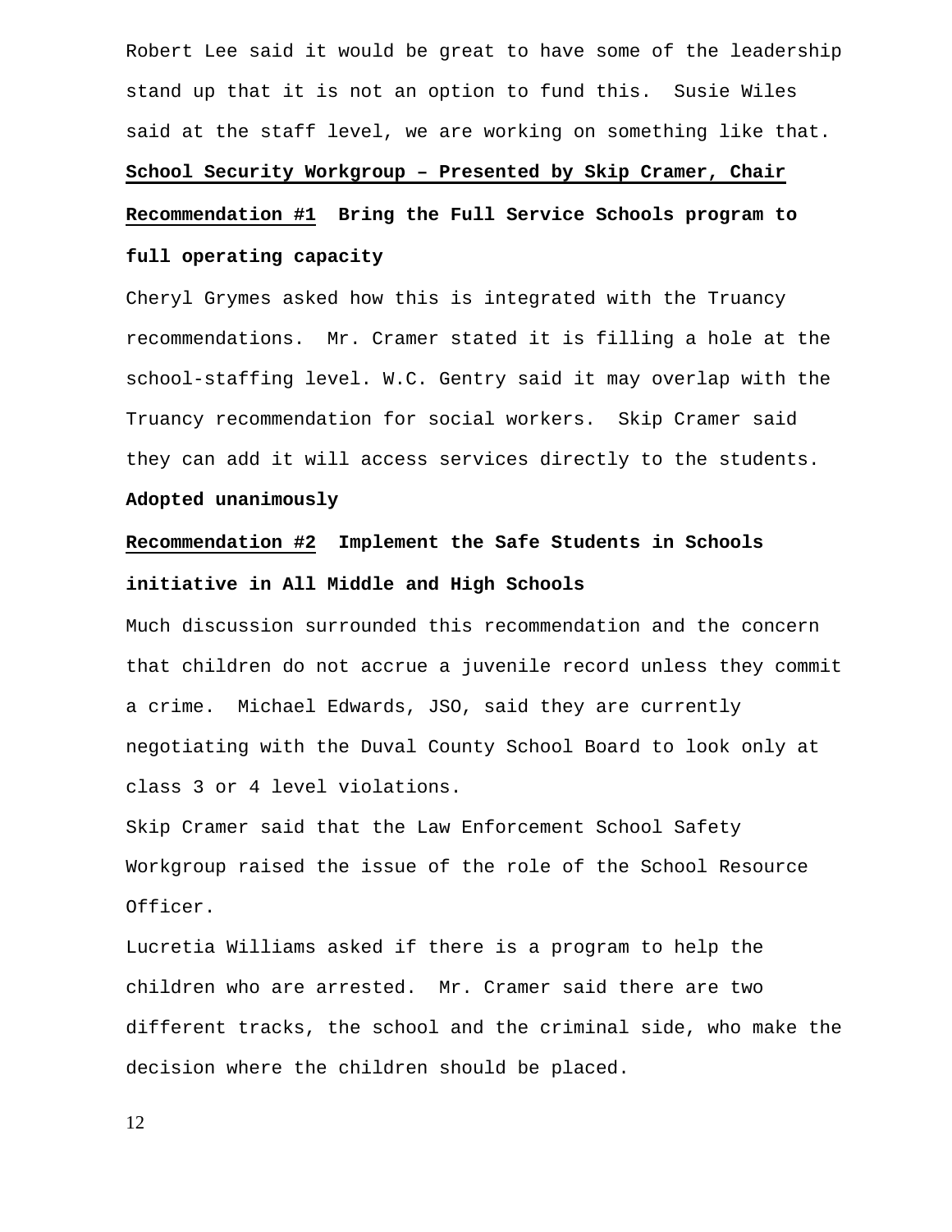Robert Lee said it would be great to have some of the leadership stand up that it is not an option to fund this. Susie Wiles said at the staff level, we are working on something like that.

**School Security Workgroup – Presented by Skip Cramer, Chair**

**Recommendation #1 Bring the Full Service Schools program to full operating capacity**

Cheryl Grymes asked how this is integrated with the Truancy recommendations. Mr. Cramer stated it is filling a hole at the school-staffing level. W.C. Gentry said it may overlap with the Truancy recommendation for social workers. Skip Cramer said they can add it will access services directly to the students.

**Adopted unanimously**

**Recommendation #2 Implement the Safe Students in Schools initiative in All Middle and High Schools**

Much discussion surrounded this recommendation and the concern that children do not accrue a juvenile record unless they commit a crime. Michael Edwards, JSO, said they are currently negotiating with the Duval County School Board to look only at class 3 or 4 level violations.

Skip Cramer said that the Law Enforcement School Safety Workgroup raised the issue of the role of the School Resource Officer.

Lucretia Williams asked if there is a program to help the children who are arrested. Mr. Cramer said there are two different tracks, the school and the criminal side, who make the decision where the children should be placed.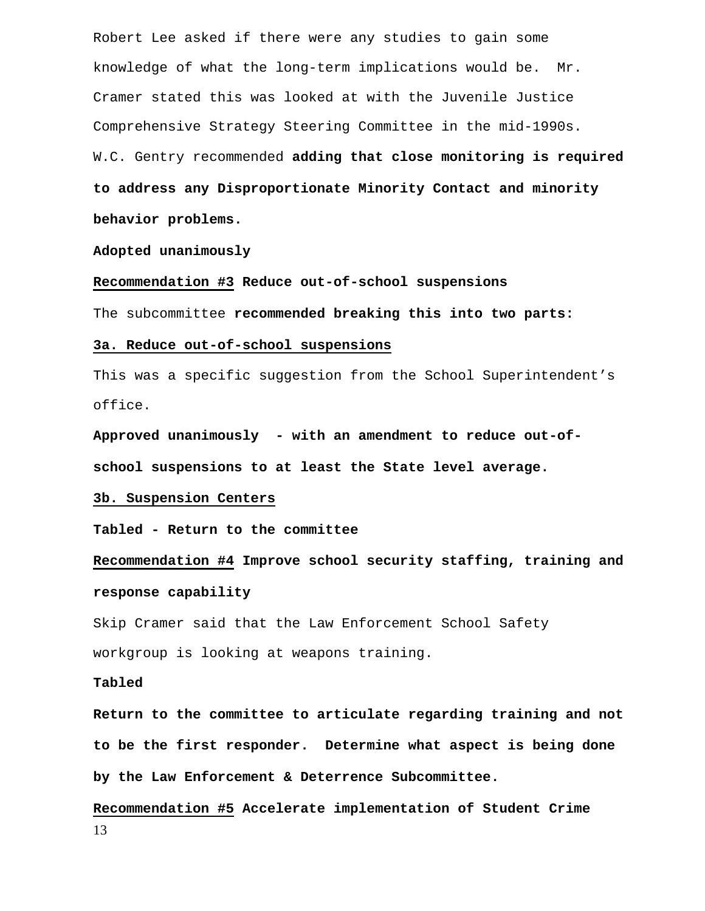Robert Lee asked if there were any studies to gain some knowledge of what the long-term implications would be. Mr. Cramer stated this was looked at with the Juvenile Justice Comprehensive Strategy Steering Committee in the mid-1990s. W.C. Gentry recommended **adding that close monitoring is required to address any Disproportionate Minority Contact and minority behavior problems.**

**Adopted unanimously**

**<u>Recommendation #3</u> Reduce out-of-school suspensions**

The subcommittee **recommended breaking this into two parts:**

**<u>3a. Reduce out-of-school suspensions</u>**

This was a specific suggestion from the School Superintendent's office.

**Approved unanimously - with an amendment to reduce out-of-school suspensions to at least the State level average.**

**<u>3b. Suspension Centers</u>**

**Tabled - Return to the committee**

**<u>Recommendation #4</u> Improve school security staffing, training and response capability**

Skip Cramer said that the Law Enforcement School Safety workgroup is looking at weapons training.

**Tabled**

**Return to the committee to articulate regarding training and not to be the first responder. Determine what aspect is being done by the Law Enforcement & Deterrence Subcommittee.**

**<u>Recommendation #5</u> Accelerate implementation of Student Crime**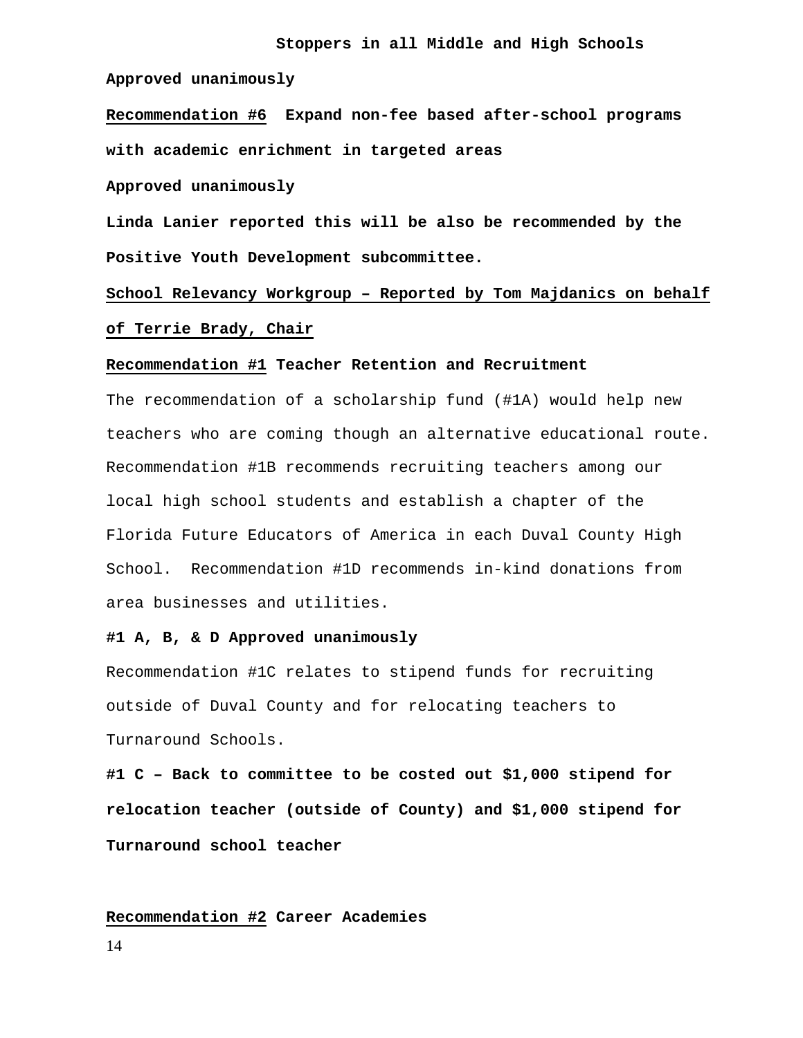**Stoppers in all Middle and High Schools**

**Approved unanimously**

**<u>Recommendation #6</u> Expand non-fee based after-school programs with academic enrichment in targeted areas**

**Approved unanimously**

**Linda Lanier reported this will be also be recommended by the Positive Youth Development subcommittee.**

**<u>School Relevancy Workgroup – Reported by Tom Majdanics on behalf of Terrie Brady, Chair</u>**

**<u>Recommendation #1</u> Teacher Retention and Recruitment**

The recommendation of a scholarship fund (#1A) would help new teachers who are coming though an alternative educational route. Recommendation #1B recommends recruiting teachers among our local high school students and establish a chapter of the Florida Future Educators of America in each Duval County High School. Recommendation #1D recommends in-kind donations from area businesses and utilities.

**#1 A, B, & D Approved unanimously**

Recommendation #1C relates to stipend funds for recruiting outside of Duval County and for relocating teachers to Turnaround Schools.

**#1 C – Back to committee to be costed out $1,000 stipend for relocation teacher (outside of County) and $1,000 stipend for Turnaround school teacher**

**<u>Recommendation #2</u> Career Academies**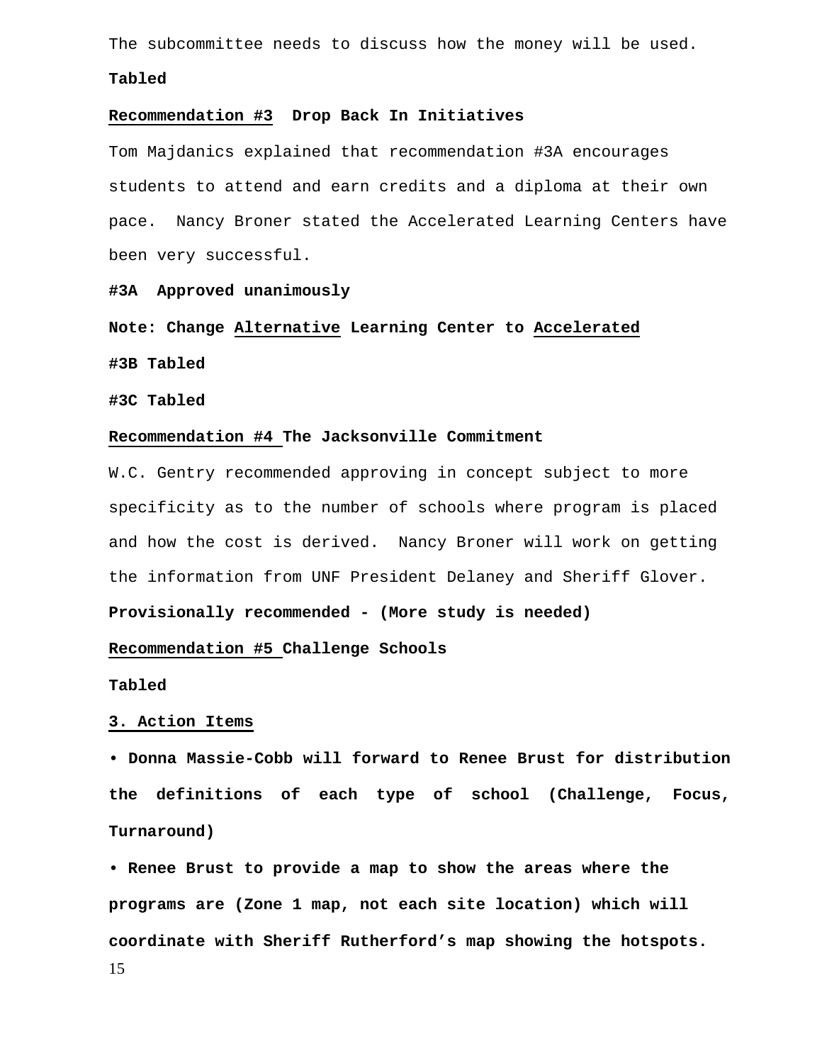The subcommittee needs to discuss how the money will be used.

**Tabled**

**Recommendation #3 Drop Back In Initiatives**

Tom Majdanics explained that recommendation #3A encourages students to attend and earn credits and a diploma at their own pace. Nancy Broner stated the Accelerated Learning Centers have been very successful.

**#3A Approved unanimously**

**Note: Change Alternative Learning Center to Accelerated**

**#3B Tabled**

**#3C Tabled**

**Recommendation #4 The Jacksonville Commitment**

W.C. Gentry recommended approving in concept subject to more specificity as to the number of schools where program is placed and how the cost is derived. Nancy Broner will work on getting the information from UNF President Delaney and Sheriff Glover.

**Provisionally recommended - (More study is needed)**

**Recommendation #5 Challenge Schools**

**Tabled**

**3. Action Items**

- **Donna Massie-Cobb will forward to Renee Brust for distribution the definitions of each type of school (Challenge, Focus, Turnaround)**
- **Renee Brust to provide a map to show the areas where the programs are (Zone 1 map, not each site location) which will coordinate with Sheriff Rutherford's map showing the hotspots.**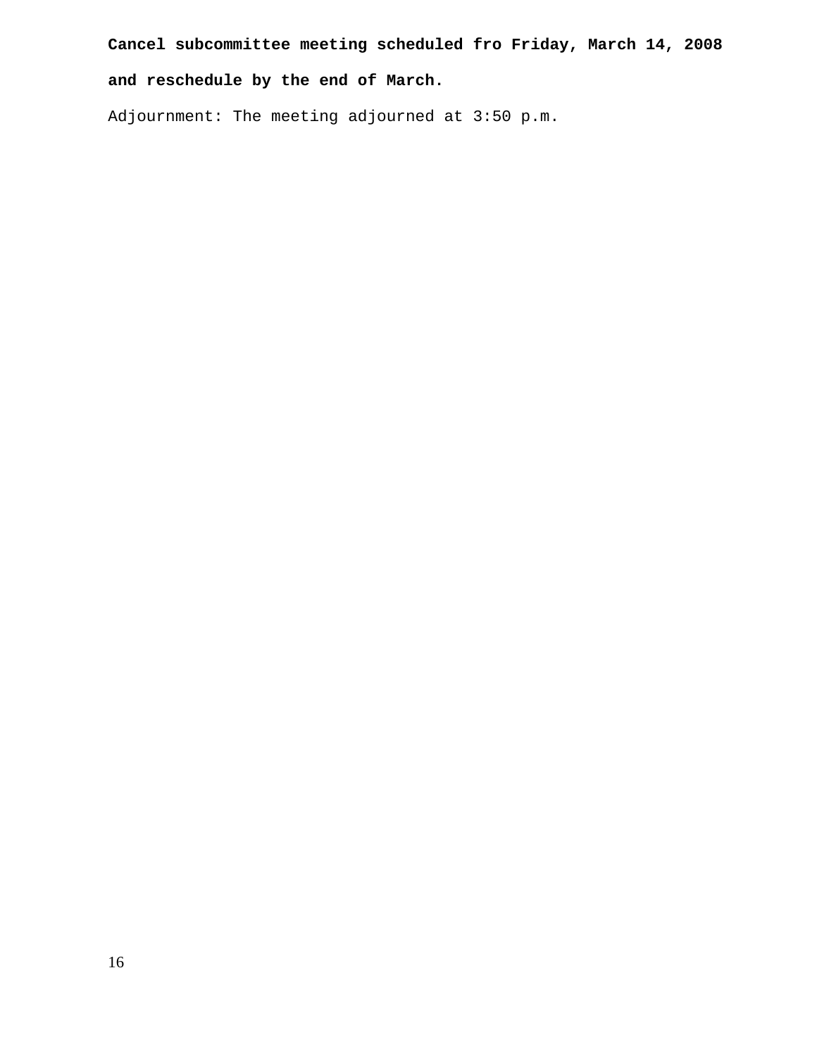**Cancel subcommittee meeting scheduled fro Friday, March 14, 2008 and reschedule by the end of March.**

Adjournment: The meeting adjourned at 3:50 p.m.